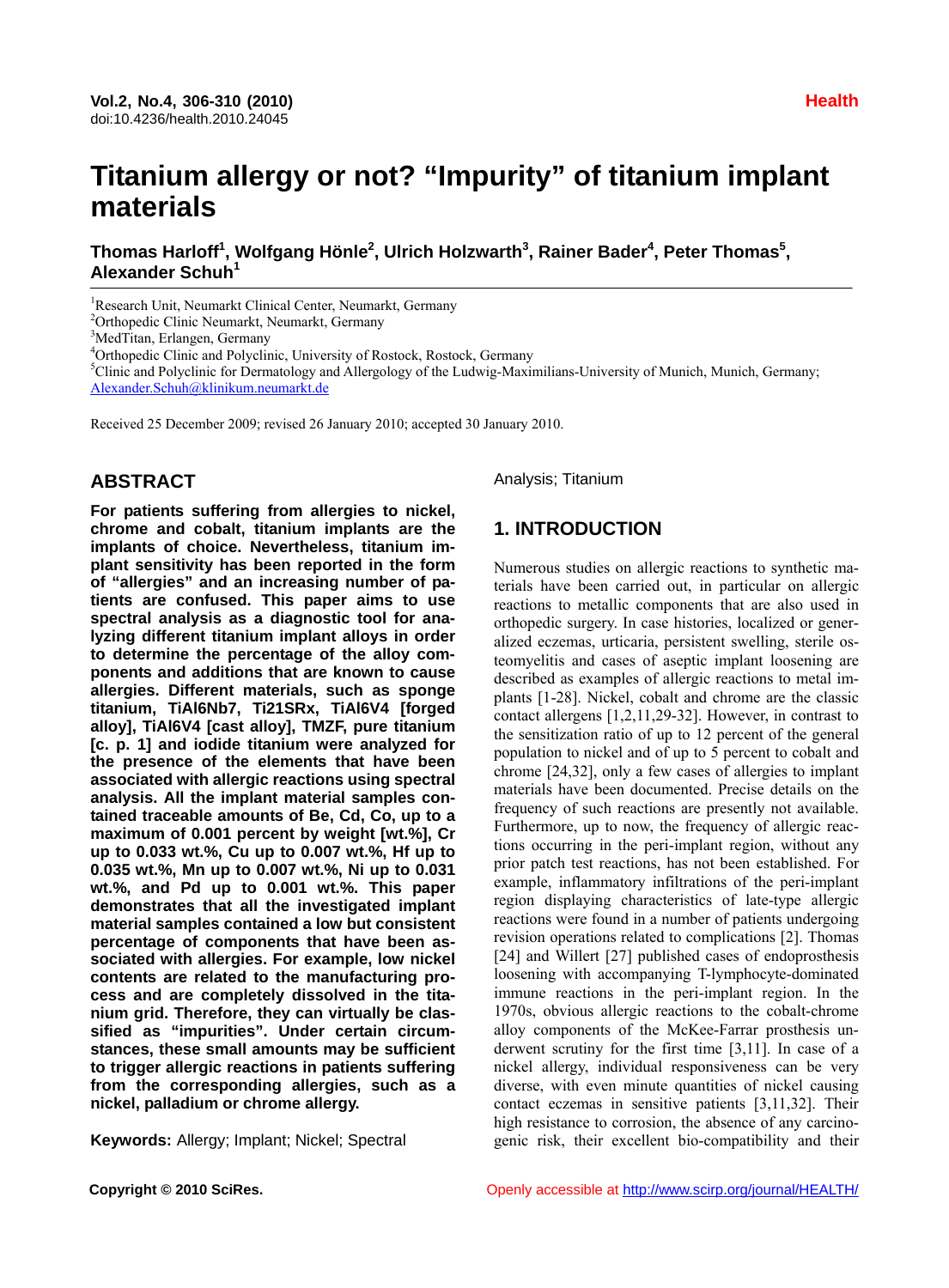# Titanium allergy or not? "Impurity" of titanium implant materials

**Thomas Harloff[1], Wolfgang Hönle[2], Ulrich Holzwarth[3], Rainer Bader[4], Peter Thomas[5], Alexander Schuh[1]**

[1]Research Unit, Neumarkt Clinical Center, Neumarkt, Germany
[2]Orthopedic Clinic Neumarkt, Neumarkt, Germany
[3]MedTitan, Erlangen, Germany
[4]Orthopedic Clinic and Polyclinic, University of Rostock, Rostock, Germany
[5]Clinic and Polyclinic for Dermatology and Allergology of the Ludwig-Maximilians-University of Munich, Munich, Germany; Alexander.Schuh@klinikum.neumarkt.de

Received 25 December 2009; revised 26 January 2010; accepted 30 January 2010.

## ABSTRACT

**For patients suffering from allergies to nickel, chrome and cobalt, titanium implants are the implants of choice. Nevertheless, titanium implant sensitivity has been reported in the form of "allergies" and an increasing number of patients are confused. This paper aims to use spectral analysis as a diagnostic tool for analyzing different titanium implant alloys in order to determine the percentage of the alloy components and additions that are known to cause allergies. Different materials, such as sponge titanium, TiAl6Nb7, Ti21SRx, TiAl6V4 [forged alloy], TiAl6V4 [cast alloy], TMZF, pure titanium [c. p. 1] and iodide titanium were analyzed for the presence of the elements that have been associated with allergic reactions using spectral analysis. All the implant material samples contained traceable amounts of Be, Cd, Co, up to a maximum of 0.001 percent by weight [wt.%], Cr up to 0.033 wt.%, Cu up to 0.007 wt.%, Hf up to 0.035 wt.%, Mn up to 0.007 wt.%, Ni up to 0.031 wt.%, and Pd up to 0.001 wt.%. This paper demonstrates that all the investigated implant material samples contained a low but consistent percentage of components that have been associated with allergies. For example, low nickel contents are related to the manufacturing process and are completely dissolved in the titanium grid. Therefore, they can virtually be classified as "impurities". Under certain circumstances, these small amounts may be sufficient to trigger allergic reactions in patients suffering from the corresponding allergies, such as a nickel, palladium or chrome allergy.**

**Keywords:** Allergy; Implant; Nickel; Spectral Analysis; Titanium

## 1. INTRODUCTION

Numerous studies on allergic reactions to synthetic materials have been carried out, in particular on allergic reactions to metallic components that are also used in orthopedic surgery. In case histories, localized or generalized eczemas, urticaria, persistent swelling, sterile osteomyelitis and cases of aseptic implant loosening are described as examples of allergic reactions to metal implants [1-28]. Nickel, cobalt and chrome are the classic contact allergens [1,2,11,29-32]. However, in contrast to the sensitization ratio of up to 12 percent of the general population to nickel and of up to 5 percent to cobalt and chrome [24,32], only a few cases of allergies to implant materials have been documented. Precise details on the frequency of such reactions are presently not available. Furthermore, up to now, the frequency of allergic reactions occurring in the peri-implant region, without any prior patch test reactions, has not been established. For example, inflammatory infiltrations of the peri-implant region displaying characteristics of late-type allergic reactions were found in a number of patients undergoing revision operations related to complications [2]. Thomas [24] and Willert [27] published cases of endoprosthesis loosening with accompanying T-lymphocyte-dominated immune reactions in the peri-implant region. In the 1970s, obvious allergic reactions to the cobalt-chrome alloy components of the McKee-Farrar prosthesis underwent scrutiny for the first time [3,11]. In case of a nickel allergy, individual responsiveness can be very diverse, with even minute quantities of nickel causing contact eczemas in sensitive patients [3,11,32]. Their high resistance to corrosion, the absence of any carcinogenic risk, their excellent bio-compatibility and their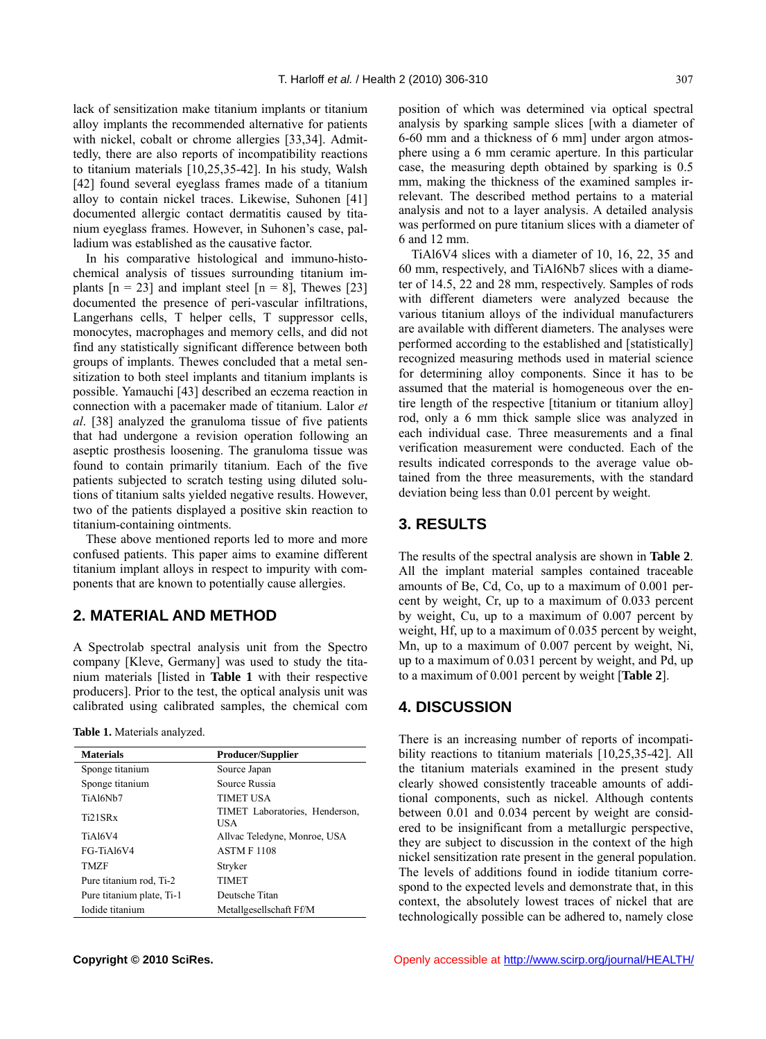lack of sensitization make titanium implants or titanium alloy implants the recommended alternative for patients with nickel, cobalt or chrome allergies [33,34]. Admittedly, there are also reports of incompatibility reactions to titanium materials [10,25,35-42]. In his study, Walsh [42] found several eyeglass frames made of a titanium alloy to contain nickel traces. Likewise, Suhonen [41] documented allergic contact dermatitis caused by titanium eyeglass frames. However, in Suhonen's case, palladium was established as the causative factor.

In his comparative histological and immuno-histochemical analysis of tissues surrounding titanium implants [n = 23] and implant steel [n = 8], Thewes [23] documented the presence of peri-vascular infiltrations, Langerhans cells, T helper cells, T suppressor cells, monocytes, macrophages and memory cells, and did not find any statistically significant difference between both groups of implants. Thewes concluded that a metal sensitization to both steel implants and titanium implants is possible. Yamauchi [43] described an eczema reaction in connection with a pacemaker made of titanium. Lalor *et al*. [38] analyzed the granuloma tissue of five patients that had undergone a revision operation following an aseptic prosthesis loosening. The granuloma tissue was found to contain primarily titanium. Each of the five patients subjected to scratch testing using diluted solutions of titanium salts yielded negative results. However, two of the patients displayed a positive skin reaction to titanium-containing ointments.

These above mentioned reports led to more and more confused patients. This paper aims to examine different titanium implant alloys in respect to impurity with components that are known to potentially cause allergies.

## 2. MATERIAL AND METHOD

A Spectrolab spectral analysis unit from the Spectro company [Kleve, Germany] was used to study the titanium materials [listed in **Table 1** with their respective producers]. Prior to the test, the optical analysis unit was calibrated using calibrated samples, the chemical composition of which was determined via optical spectral analysis by sparking sample slices [with a diameter of 6-60 mm and a thickness of 6 mm] under argon atmosphere using a 6 mm ceramic aperture. In this particular case, the measuring depth obtained by sparking is 0.5 mm, making the thickness of the examined samples irrelevant. The described method pertains to a material analysis and not to a layer analysis. A detailed analysis was performed on pure titanium slices with a diameter of 6 and 12 mm.

**Table 1.** Materials analyzed.

| Materials | Producer/Supplier |
|---|---|
| Sponge titanium | Source Japan |
| Sponge titanium | Source Russia |
| TiAl6Nb7 | TIMET USA |
| Ti21SRx | TIMET Laboratories, Henderson, USA |
| TiAl6V4 | Allvac Teledyne, Monroe, USA |
| FG-TiAl6V4 | ASTM F 1108 |
| TMZF | Stryker |
| Pure titanium rod, Ti-2 | TIMET |
| Pure titanium plate, Ti-1 | Deutsche Titan |
| Iodide titanium | Metallgesellschaft Ff/M |

TiAl6V4 slices with a diameter of 10, 16, 22, 35 and 60 mm, respectively, and TiAl6Nb7 slices with a diameter of 14.5, 22 and 28 mm, respectively. Samples of rods with different diameters were analyzed because the various titanium alloys of the individual manufacturers are available with different diameters. The analyses were performed according to the established and [statistically] recognized measuring methods used in material science for determining alloy components. Since it has to be assumed that the material is homogeneous over the entire length of the respective [titanium or titanium alloy] rod, only a 6 mm thick sample slice was analyzed in each individual case. Three measurements and a final verification measurement were conducted. Each of the results indicated corresponds to the average value obtained from the three measurements, with the standard deviation being less than 0.01 percent by weight.

## 3. RESULTS

The results of the spectral analysis are shown in **Table 2**. All the implant material samples contained traceable amounts of Be, Cd, Co, up to a maximum of 0.001 percent by weight, Cr, up to a maximum of 0.033 percent by weight, Cu, up to a maximum of 0.007 percent by weight, Hf, up to a maximum of 0.035 percent by weight, Mn, up to a maximum of 0.007 percent by weight, Ni, up to a maximum of 0.031 percent by weight, and Pd, up to a maximum of 0.001 percent by weight [**Table 2**].

## 4. DISCUSSION

There is an increasing number of reports of incompatibility reactions to titanium materials [10,25,35-42]. All the titanium materials examined in the present study clearly showed consistently traceable amounts of additional components, such as nickel. Although contents between 0.01 and 0.034 percent by weight are considered to be insignificant from a metallurgic perspective, they are subject to discussion in the context of the high nickel sensitization rate present in the general population. The levels of additions found in iodide titanium correspond to the expected levels and demonstrate that, in this context, the absolutely lowest traces of nickel that are technologically possible can be adhered to, namely close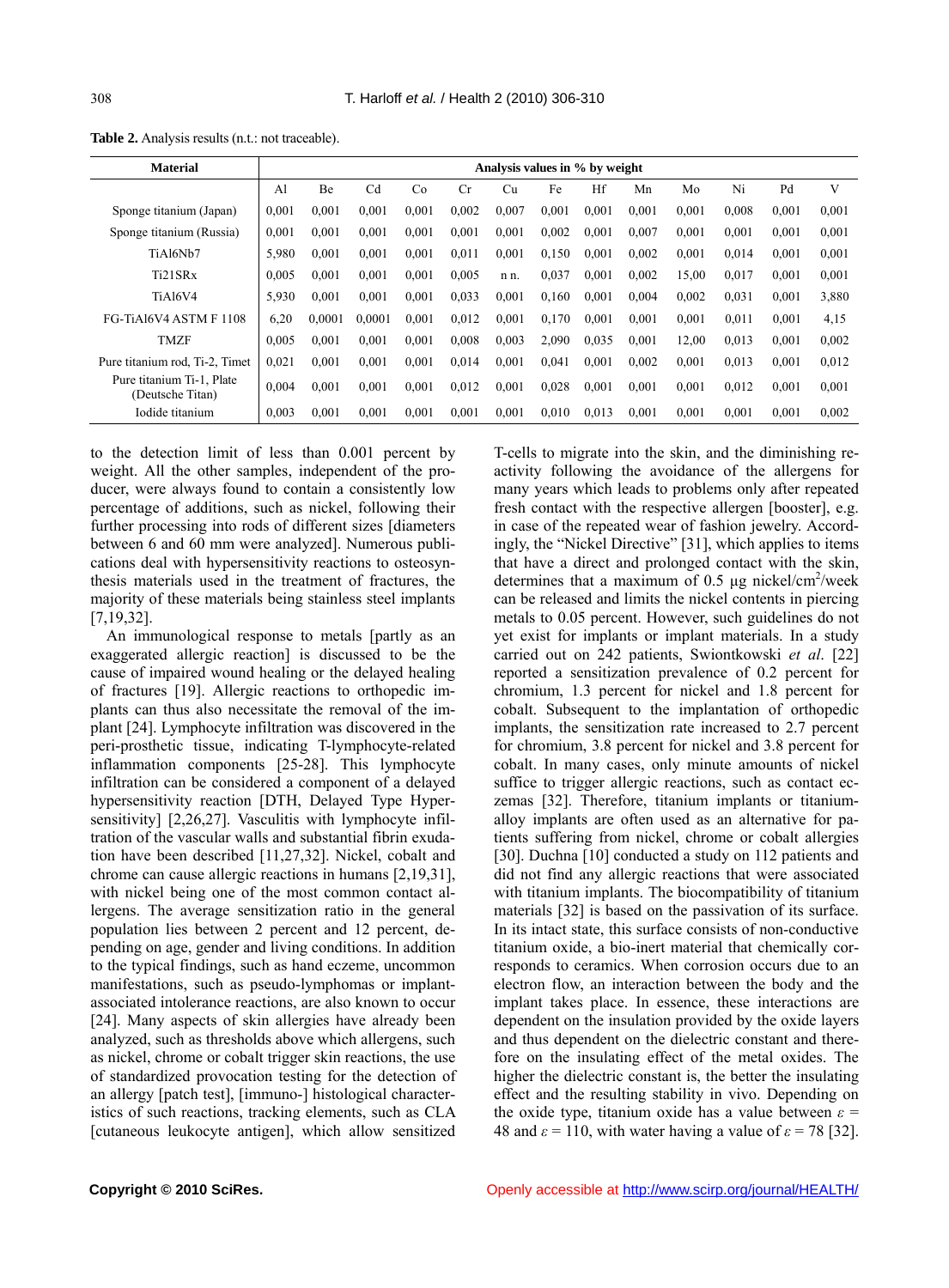**Table 2.** Analysis results (n.t.: not traceable).

| Material | Analysis values in % by weight | | | | | | | | | | | | |
|---|---|---|---|---|---|---|---|---|---|---|---|---|---|
| | Al | Be | Cd | Co | Cr | Cu | Fe | Hf | Mn | Mo | Ni | Pd | V |
| Sponge titanium (Japan) | 0,001 | 0,001 | 0,001 | 0,001 | 0,002 | 0,007 | 0,001 | 0,001 | 0,001 | 0,001 | 0,008 | 0,001 | 0,001 |
| Sponge titanium (Russia) | 0,001 | 0,001 | 0,001 | 0,001 | 0,001 | 0,001 | 0,002 | 0,001 | 0,007 | 0,001 | 0,001 | 0,001 | 0,001 |
| TiAl6Nb7 | 5,980 | 0,001 | 0,001 | 0,001 | 0,011 | 0,001 | 0,150 | 0,001 | 0,002 | 0,001 | 0,014 | 0,001 | 0,001 |
| Ti21SRx | 0,005 | 0,001 | 0,001 | 0,001 | 0,005 | n n. | 0,037 | 0,001 | 0,002 | 15,00 | 0,017 | 0,001 | 0,001 |
| TiAl6V4 | 5,930 | 0,001 | 0,001 | 0,001 | 0,033 | 0,001 | 0,160 | 0,001 | 0,004 | 0,002 | 0,031 | 0,001 | 3,880 |
| FG-TiAl6V4 ASTM F 1108 | 6,20 | 0,0001 | 0,0001 | 0,001 | 0,012 | 0,001 | 0,170 | 0,001 | 0,001 | 0,001 | 0,011 | 0,001 | 4,15 |
| TMZF | 0,005 | 0,001 | 0,001 | 0,001 | 0,008 | 0,003 | 2,090 | 0,035 | 0,001 | 12,00 | 0,013 | 0,001 | 0,002 |
| Pure titanium rod, Ti-2, Timet | 0,021 | 0,001 | 0,001 | 0,001 | 0,014 | 0,001 | 0,041 | 0,001 | 0,002 | 0,001 | 0,013 | 0,001 | 0,012 |
| Pure titanium Ti-1, Plate (Deutsche Titan) | 0,004 | 0,001 | 0,001 | 0,001 | 0,012 | 0,001 | 0,028 | 0,001 | 0,001 | 0,001 | 0,012 | 0,001 | 0,001 |
| Iodide titanium | 0,003 | 0,001 | 0,001 | 0,001 | 0,001 | 0,001 | 0,010 | 0,013 | 0,001 | 0,001 | 0,001 | 0,001 | 0,002 |

to the detection limit of less than 0.001 percent by weight. All the other samples, independent of the producer, were always found to contain a consistently low percentage of additions, such as nickel, following their further processing into rods of different sizes [diameters between 6 and 60 mm were analyzed]. Numerous publications deal with hypersensitivity reactions to osteosynthesis materials used in the treatment of fractures, the majority of these materials being stainless steel implants [7,19,32].

An immunological response to metals [partly as an exaggerated allergic reaction] is discussed to be the cause of impaired wound healing or the delayed healing of fractures [19]. Allergic reactions to orthopedic implants can thus also necessitate the removal of the implant [24]. Lymphocyte infiltration was discovered in the peri-prosthetic tissue, indicating T-lymphocyte-related inflammation components [25-28]. This lymphocyte infiltration can be considered a component of a delayed hypersensitivity reaction [DTH, Delayed Type Hypersensitivity] [2,26,27]. Vasculitis with lymphocyte infiltration of the vascular walls and substantial fibrin exudation have been described [11,27,32]. Nickel, cobalt and chrome can cause allergic reactions in humans [2,19,31], with nickel being one of the most common contact allergens. The average sensitization ratio in the general population lies between 2 percent and 12 percent, depending on age, gender and living conditions. In addition to the typical findings, such as hand eczeme, uncommon manifestations, such as pseudo-lymphomas or implant-associated intolerance reactions, are also known to occur [24]. Many aspects of skin allergies have already been analyzed, such as thresholds above which allergens, such as nickel, chrome or cobalt trigger skin reactions, the use of standardized provocation testing for the detection of an allergy [patch test], [immuno-] histological characteristics of such reactions, tracking elements, such as CLA [cutaneous leukocyte antigen], which allow sensitized T-cells to migrate into the skin, and the diminishing reactivity following the avoidance of the allergens for many years which leads to problems only after repeated fresh contact with the respective allergen [booster], e.g. in case of the repeated wear of fashion jewelry. Accordingly, the "Nickel Directive" [31], which applies to items that have a direct and prolonged contact with the skin, determines that a maximum of 0.5 µg nickel/cm$^2$/week can be released and limits the nickel contents in piercing metals to 0.05 percent. However, such guidelines do not yet exist for implants or implant materials. In a study carried out on 242 patients, Swiontkowski *et al*. [22] reported a sensitization prevalence of 0.2 percent for chromium, 1.3 percent for nickel and 1.8 percent for cobalt. Subsequent to the implantation of orthopedic implants, the sensitization rate increased to 2.7 percent for chromium, 3.8 percent for nickel and 3.8 percent for cobalt. In many cases, only minute amounts of nickel suffice to trigger allergic reactions, such as contact eczemas [32]. Therefore, titanium implants or titanium-alloy implants are often used as an alternative for patients suffering from nickel, chrome or cobalt allergies [30]. Duchna [10] conducted a study on 112 patients and did not find any allergic reactions that were associated with titanium implants. The biocompatibility of titanium materials [32] is based on the passivation of its surface. In its intact state, this surface consists of non-conductive titanium oxide, a bio-inert material that chemically corresponds to ceramics. When corrosion occurs due to an electron flow, an interaction between the body and the implant takes place. In essence, these interactions are dependent on the insulation provided by the oxide layers and thus dependent on the dielectric constant and therefore on the insulating effect of the metal oxides. The higher the dielectric constant is, the better the insulating effect and the resulting stability in vivo. Depending on the oxide type, titanium oxide has a value between $\varepsilon$ = 48 and $\varepsilon$ = 110, with water having a value of $\varepsilon$ = 78 [32].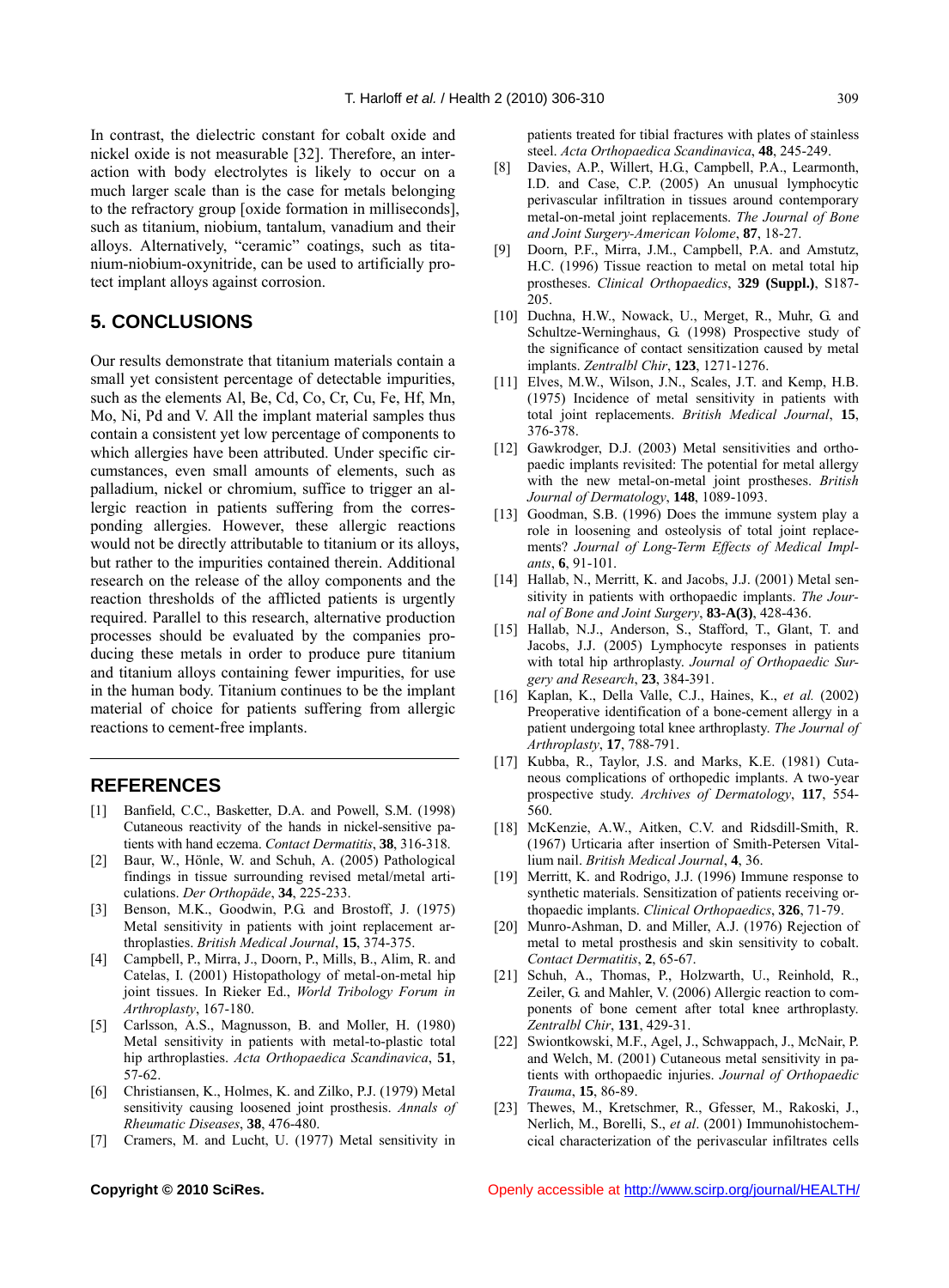In contrast, the dielectric constant for cobalt oxide and nickel oxide is not measurable [32]. Therefore, an interaction with body electrolytes is likely to occur on a much larger scale than is the case for metals belonging to the refractory group [oxide formation in milliseconds], such as titanium, niobium, tantalum, vanadium and their alloys. Alternatively, "ceramic" coatings, such as titanium-niobium-oxynitride, can be used to artificially protect implant alloys against corrosion.

## 5. CONCLUSIONS

Our results demonstrate that titanium materials contain a small yet consistent percentage of detectable impurities, such as the elements Al, Be, Cd, Co, Cr, Cu, Fe, Hf, Mn, Mo, Ni, Pd and V. All the implant material samples thus contain a consistent yet low percentage of components to which allergies have been attributed. Under specific circumstances, even small amounts of elements, such as palladium, nickel or chromium, suffice to trigger an allergic reaction in patients suffering from the corresponding allergies. However, these allergic reactions would not be directly attributable to titanium or its alloys, but rather to the impurities contained therein. Additional research on the release of the alloy components and the reaction thresholds of the afflicted patients is urgently required. Parallel to this research, alternative production processes should be evaluated by the companies producing these metals in order to produce pure titanium and titanium alloys containing fewer impurities, for use in the human body. Titanium continues to be the implant material of choice for patients suffering from allergic reactions to cement-free implants.

## REFERENCES

[1] Banfield, C.C., Basketter, D.A. and Powell, S.M. (1998) Cutaneous reactivity of the hands in nickel-sensitive patients with hand eczema. *Contact Dermatitis*, **38**, 316-318.

[2] Baur, W., Hönle, W. and Schuh, A. (2005) Pathological findings in tissue surrounding revised metal/metal articulations. *Der Orthopäde*, **34**, 225-233.

[3] Benson, M.K., Goodwin, P.G. and Brostoff, J. (1975) Metal sensitivity in patients with joint replacement arthroplasties. *British Medical Journal*, **15**, 374-375.

[4] Campbell, P., Mirra, J., Doorn, P., Mills, B., Alim, R. and Catelas, I. (2001) Histopathology of metal-on-metal hip joint tissues. In Rieker Ed., *World Tribology Forum in Arthroplasty*, 167-180.

[5] Carlsson, A.S., Magnusson, B. and Moller, H. (1980) Metal sensitivity in patients with metal-to-plastic total hip arthroplasties. *Acta Orthopaedica Scandinavica*, **51**, 57-62.

[6] Christiansen, K., Holmes, K. and Zilko, P.J. (1979) Metal sensitivity causing loosened joint prosthesis. *Annals of Rheumatic Diseases*, **38**, 476-480.

[7] Cramers, M. and Lucht, U. (1977) Metal sensitivity in patients treated for tibial fractures with plates of stainless steel. *Acta Orthopaedica Scandinavica*, **48**, 245-249.

[8] Davies, A.P., Willert, H.G., Campbell, P.A., Learmonth, I.D. and Case, C.P. (2005) An unusual lymphocytic perivascular infiltration in tissues around contemporary metal-on-metal joint replacements. *The Journal of Bone and Joint Surgery-American Volome*, **87**, 18-27.

[9] Doorn, P.F., Mirra, J.M., Campbell, P.A. and Amstutz, H.C. (1996) Tissue reaction to metal on metal total hip prostheses. *Clinical Orthopaedics*, **329 (Suppl.)**, S187-205.

[10] Duchna, H.W., Nowack, U., Merget, R., Muhr, G. and Schultze-Werninghaus, G. (1998) Prospective study of the significance of contact sensitization caused by metal implants. *Zentralbl Chir*, **123**, 1271-1276.

[11] Elves, M.W., Wilson, J.N., Scales, J.T. and Kemp, H.B. (1975) Incidence of metal sensitivity in patients with total joint replacements. *British Medical Journal*, **15**, 376-378.

[12] Gawkrodger, D.J. (2003) Metal sensitivities and orthopaedic implants revisited: The potential for metal allergy with the new metal-on-metal joint prostheses. *British Journal of Dermatology*, **148**, 1089-1093.

[13] Goodman, S.B. (1996) Does the immune system play a role in loosening and osteolysis of total joint replacements? *Journal of Long-Term Effects of Medical Implants*, **6**, 91-101.

[14] Hallab, N., Merritt, K. and Jacobs, J.J. (2001) Metal sensitivity in patients with orthopaedic implants. *The Journal of Bone and Joint Surgery*, **83-A(3)**, 428-436.

[15] Hallab, N.J., Anderson, S., Stafford, T., Glant, T. and Jacobs, J.J. (2005) Lymphocyte responses in patients with total hip arthroplasty. *Journal of Orthopaedic Surgery and Research*, **23**, 384-391.

[16] Kaplan, K., Della Valle, C.J., Haines, K., *et al.* (2002) Preoperative identification of a bone-cement allergy in a patient undergoing total knee arthroplasty. *The Journal of Arthroplasty*, **17**, 788-791.

[17] Kubba, R., Taylor, J.S. and Marks, K.E. (1981) Cutaneous complications of orthopedic implants. A two-year prospective study. *Archives of Dermatology*, **117**, 554-560.

[18] McKenzie, A.W., Aitken, C.V. and Ridsdill-Smith, R. (1967) Urticaria after insertion of Smith-Petersen Vitallium nail. *British Medical Journal*, **4**, 36.

[19] Merritt, K. and Rodrigo, J.J. (1996) Immune response to synthetic materials. Sensitization of patients receiving orthopaedic implants. *Clinical Orthopaedics*, **326**, 71-79.

[20] Munro-Ashman, D. and Miller, A.J. (1976) Rejection of metal to metal prosthesis and skin sensitivity to cobalt. *Contact Dermatitis*, **2**, 65-67.

[21] Schuh, A., Thomas, P., Holzwarth, U., Reinhold, R., Zeiler, G. and Mahler, V. (2006) Allergic reaction to components of bone cement after total knee arthroplasty. *Zentralbl Chir*, **131**, 429-31.

[22] Swiontkowski, M.F., Agel, J., Schwappach, J., McNair, P. and Welch, M. (2001) Cutaneous metal sensitivity in patients with orthopaedic injuries. *Journal of Orthopaedic Trauma*, **15**, 86-89.

[23] Thewes, M., Kretschmer, R., Gfesser, M., Rakoski, J., Nerlich, M., Borelli, S., *et al*. (2001) Immunohistochemcical characterization of the perivascular infiltrates cells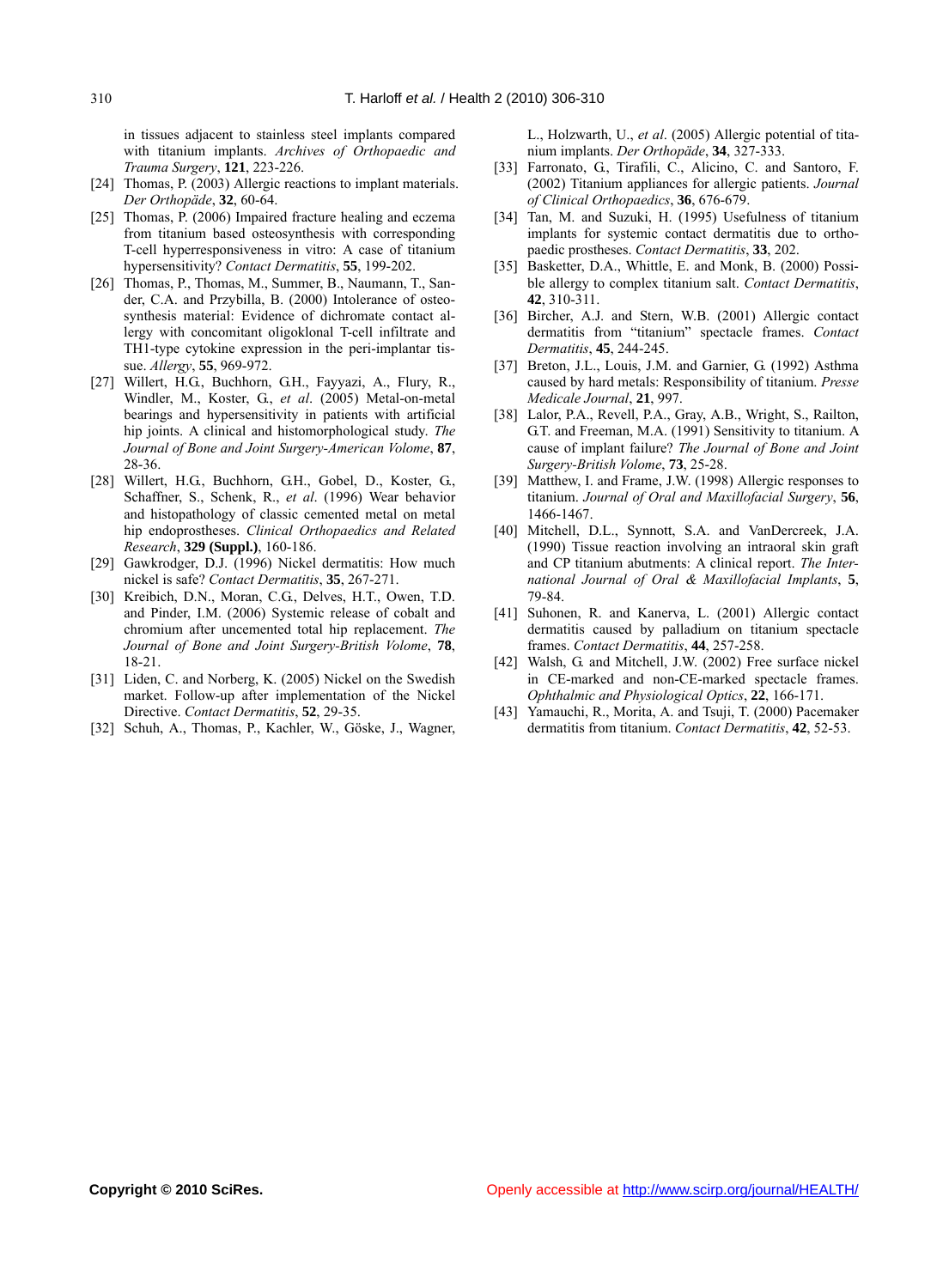in tissues adjacent to stainless steel implants compared with titanium implants. *Archives of Orthopaedic and Trauma Surgery*, **121**, 223-226.

[24] Thomas, P. (2003) Allergic reactions to implant materials. *Der Orthopäde*, **32**, 60-64.

[25] Thomas, P. (2006) Impaired fracture healing and eczema from titanium based osteosynthesis with corresponding T-cell hyperresponsiveness in vitro: A case of titanium hypersensitivity? *Contact Dermatitis*, **55**, 199-202.

[26] Thomas, P., Thomas, M., Summer, B., Naumann, T., Sander, C.A. and Przybilla, B. (2000) Intolerance of osteosynthesis material: Evidence of dichromate contact allergy with concomitant oligoklonal T-cell infiltrate and TH1-type cytokine expression in the peri-implantar tissue. *Allergy*, **55**, 969-972.

[27] Willert, H.G., Buchhorn, G.H., Fayyazi, A., Flury, R., Windler, M., Koster, G., *et al*. (2005) Metal-on-metal bearings and hypersensitivity in patients with artificial hip joints. A clinical and histomorphological study. *The Journal of Bone and Joint Surgery-American Volome*, **87**, 28-36.

[28] Willert, H.G., Buchhorn, G.H., Gobel, D., Koster, G., Schaffner, S., Schenk, R., *et al*. (1996) Wear behavior and histopathology of classic cemented metal on metal hip endoprostheses. *Clinical Orthopaedics and Related Research*, **329 (Suppl.)**, 160-186.

[29] Gawkrodger, D.J. (1996) Nickel dermatitis: How much nickel is safe? *Contact Dermatitis*, **35**, 267-271.

[30] Kreibich, D.N., Moran, C.G., Delves, H.T., Owen, T.D. and Pinder, I.M. (2006) Systemic release of cobalt and chromium after uncemented total hip replacement. *The Journal of Bone and Joint Surgery-British Volome*, **78**, 18-21.

[31] Liden, C. and Norberg, K. (2005) Nickel on the Swedish market. Follow-up after implementation of the Nickel Directive. *Contact Dermatitis*, **52**, 29-35.

[32] Schuh, A., Thomas, P., Kachler, W., Göske, J., Wagner, L., Holzwarth, U., *et al*. (2005) Allergic potential of titanium implants. *Der Orthopäde*, **34**, 327-333.

[33] Farronato, G., Tirafili, C., Alicino, C. and Santoro, F. (2002) Titanium appliances for allergic patients. *Journal of Clinical Orthopaedics*, **36**, 676-679.

[34] Tan, M. and Suzuki, H. (1995) Usefulness of titanium implants for systemic contact dermatitis due to orthopaedic prostheses. *Contact Dermatitis*, **33**, 202.

[35] Basketter, D.A., Whittle, E. and Monk, B. (2000) Possible allergy to complex titanium salt. *Contact Dermatitis*, **42**, 310-311.

[36] Bircher, A.J. and Stern, W.B. (2001) Allergic contact dermatitis from "titanium" spectacle frames. *Contact Dermatitis*, **45**, 244-245.

[37] Breton, J.L., Louis, J.M. and Garnier, G. (1992) Asthma caused by hard metals: Responsibility of titanium. *Presse Medicale Journal*, **21**, 997.

[38] Lalor, P.A., Revell, P.A., Gray, A.B., Wright, S., Railton, G.T. and Freeman, M.A. (1991) Sensitivity to titanium. A cause of implant failure? *The Journal of Bone and Joint Surgery-British Volome*, **73**, 25-28.

[39] Matthew, I. and Frame, J.W. (1998) Allergic responses to titanium. *Journal of Oral and Maxillofacial Surgery*, **56**, 1466-1467.

[40] Mitchell, D.L., Synnott, S.A. and VanDercreek, J.A. (1990) Tissue reaction involving an intraoral skin graft and CP titanium abutments: A clinical report. *The International Journal of Oral & Maxillofacial Implants*, **5**, 79-84.

[41] Suhonen, R. and Kanerva, L. (2001) Allergic contact dermatitis caused by palladium on titanium spectacle frames. *Contact Dermatitis*, **44**, 257-258.

[42] Walsh, G. and Mitchell, J.W. (2002) Free surface nickel in CE-marked and non-CE-marked spectacle frames. *Ophthalmic and Physiological Optics*, **22**, 166-171.

[43] Yamauchi, R., Morita, A. and Tsuji, T. (2000) Pacemaker dermatitis from titanium. *Contact Dermatitis*, **42**, 52-53.